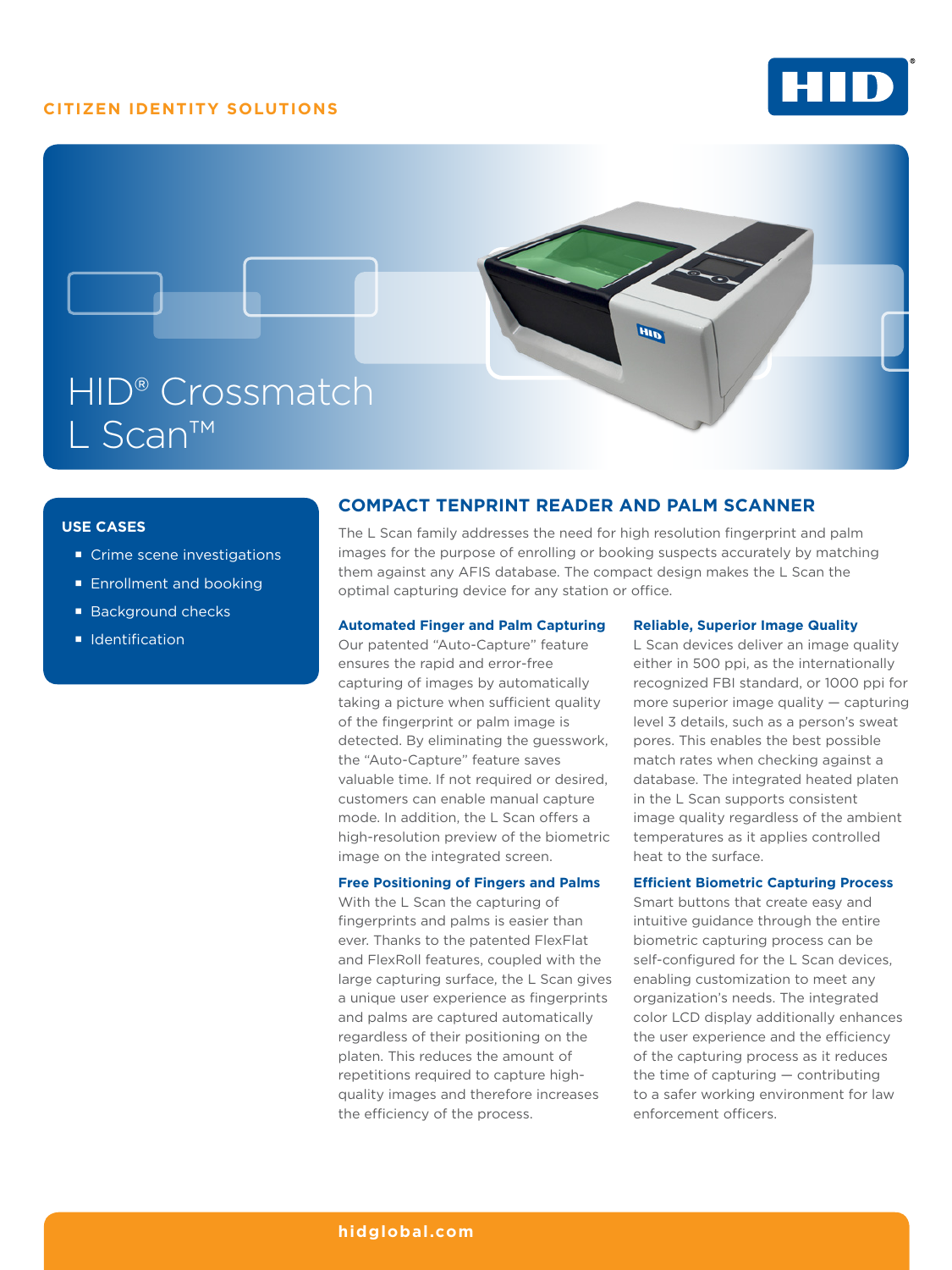CITIZEN IDENTITY SOLUTIONS

# HID® Crossmatch L Scan™

### USE CASES

- Crime scene investigations
- Enrollment and booking
- Background checks
- Identification

## COMPACT TENPRINT READER AND PALM SCANNER

The L Scan family addresses the need for high resolution fingerprint and palm images for the purpose of enrolling or booking suspects accurately by matching them against any AFIS database. The compact design makes the L Scan the optimal capturing device for any station or office.

### Automated Finger and Palm Capturing

Our patented "Auto-Capture" feature ensures the rapid and error-free capturing of images by automatically taking a picture when sufficient quality of the fingerprint or palm image is detected. By eliminating the guesswork, the "Auto-Capture" feature saves valuable time. If not required or desired, customers can enable manual capture mode. In addition, the L Scan offers a high-resolution preview of the biometric image on the integrated screen.

### Free Positioning of Fingers and Palms

With the L Scan the capturing of fingerprints and palms is easier than ever. Thanks to the patented FlexFlat and FlexRoll features, coupled with the large capturing surface, the L Scan gives a unique user experience as fingerprints and palms are captured automatically regardless of their positioning on the platen. This reduces the amount of repetitions required to capture high-quality images and therefore increases the efficiency of the process.

### Reliable, Superior Image Quality

L Scan devices deliver an image quality either in 500 ppi, as the internationally recognized FBI standard, or 1000 ppi for more superior image quality — capturing level 3 details, such as a person's sweat pores. This enables the best possible match rates when checking against a database. The integrated heated platen in the L Scan supports consistent image quality regardless of the ambient temperatures as it applies controlled heat to the surface.

### Efficient Biometric Capturing Process

Smart buttons that create easy and intuitive guidance through the entire biometric capturing process can be self-configured for the L Scan devices, enabling customization to meet any organization's needs. The integrated color LCD display additionally enhances the user experience and the efficiency of the capturing process as it reduces the time of capturing — contributing to a safer working environment for law enforcement officers.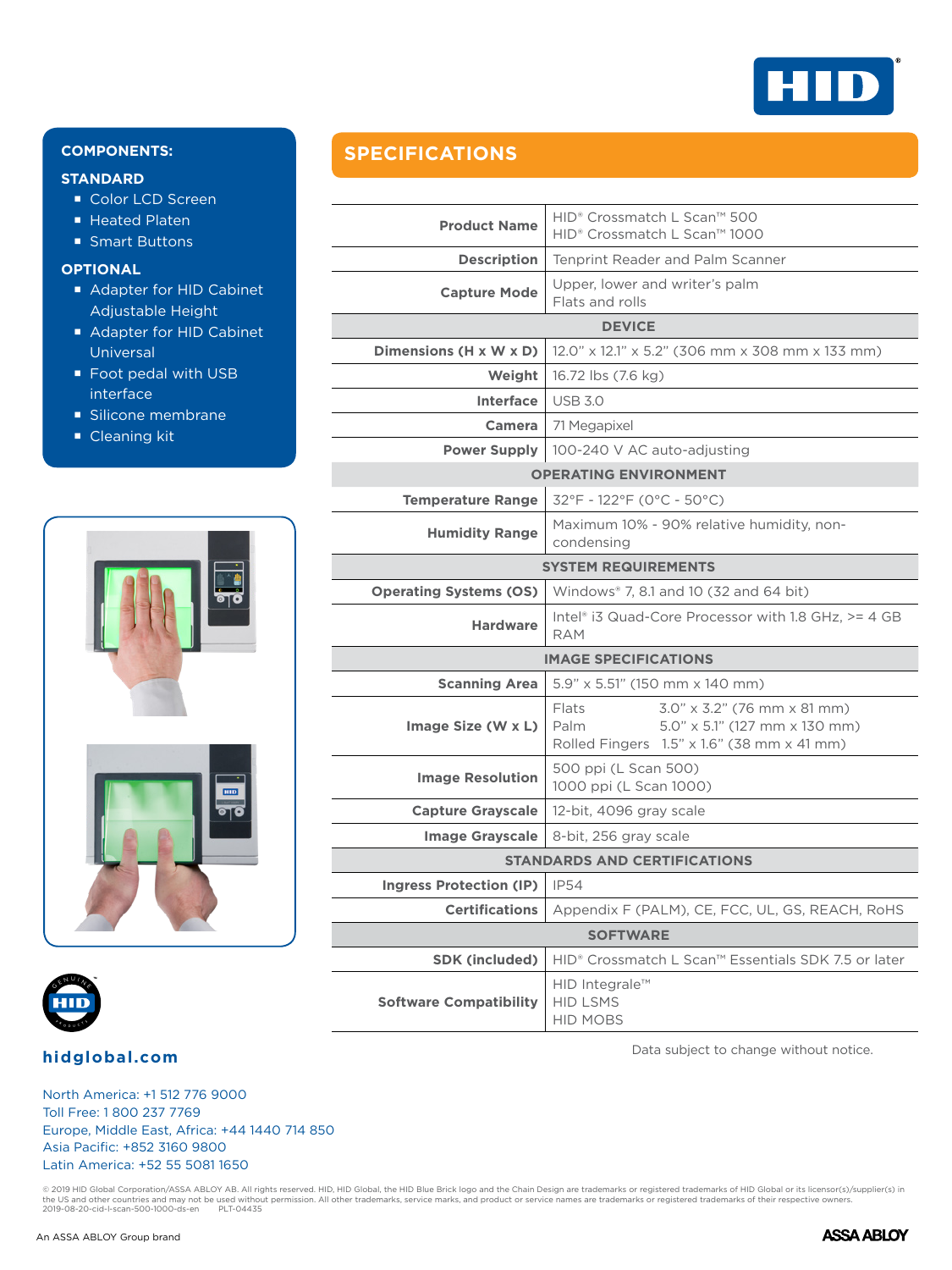## COMPONENTS:

### STANDARD

- Color LCD Screen
- Heated Platen
- Smart Buttons

### OPTIONAL

- Adapter for HID Cabinet Adjustable Height
- Adapter for HID Cabinet Universal
- Foot pedal with USB interface
- Silicone membrane
- Cleaning kit

## SPECIFICATIONS

| | |
|---|---|
| **Product Name** | HID® Crossmatch L Scan™ 500<br>HID® Crossmatch L Scan™ 1000 |
| **Description** | Tenprint Reader and Palm Scanner |
| **Capture Mode** | Upper, lower and writer's palm<br>Flats and rolls |
| **DEVICE** | |
| **Dimensions (H x W x D)** | 12.0" x 12.1" x 5.2" (306 mm x 308 mm x 133 mm) |
| **Weight** | 16.72 lbs (7.6 kg) |
| **Interface** | USB 3.0 |
| **Camera** | 71 Megapixel |
| **Power Supply** | 100-240 V AC auto-adjusting |
| **OPERATING ENVIRONMENT** | |
| **Temperature Range** | 32°F - 122°F (0°C - 50°C) |
| **Humidity Range** | Maximum 10% - 90% relative humidity, non-condensing |
| **SYSTEM REQUIREMENTS** | |
| **Operating Systems (OS)** | Windows® 7, 8.1 and 10 (32 and 64 bit) |
| **Hardware** | Intel® i3 Quad-Core Processor with 1.8 GHz, >= 4 GB RAM |
| **IMAGE SPECIFICATIONS** | |
| **Scanning Area** | 5.9" x 5.51" (150 mm x 140 mm) |
| **Image Size (W x L)** | Flats 3.0" x 3.2" (76 mm x 81 mm)<br>Palm 5.0" x 5.1" (127 mm x 130 mm)<br>Rolled Fingers 1.5" x 1.6" (38 mm x 41 mm) |
| **Image Resolution** | 500 ppi (L Scan 500)<br>1000 ppi (L Scan 1000) |
| **Capture Grayscale** | 12-bit, 4096 gray scale |
| **Image Grayscale** | 8-bit, 256 gray scale |
| **STANDARDS AND CERTIFICATIONS** | |
| **Ingress Protection (IP)** | IP54 |
| **Certifications** | Appendix F (PALM), CE, FCC, UL, GS, REACH, RoHS |
| **SOFTWARE** | |
| **SDK (included)** | HID® Crossmatch L Scan™ Essentials SDK 7.5 or later |
| **Software Compatibility** | HID Integrale™<br>HID LSMS<br>HID MOBS |

Data subject to change without notice.

**hidglobal.com**

North America: +1 512 776 9000
Toll Free: 1 800 237 7769
Europe, Middle East, Africa: +44 1440 714 850
Asia Pacific: +852 3160 9800
Latin America: +52 55 5081 1650

© 2019 HID Global Corporation/ASSA ABLOY AB. All rights reserved. HID, HID Global, the HID Blue Brick logo and the Chain Design are trademarks or registered trademarks of HID Global or its licensor(s)/supplier(s) in the US and other countries and may not be used without permission. All other trademarks, service marks, and product or service names are trademarks or registered trademarks of their respective owners.
2019-08-20-cid-l-scan-500-1000-ds-en PLT-04435

An ASSA ABLOY Group brand

ASSA ABLOY